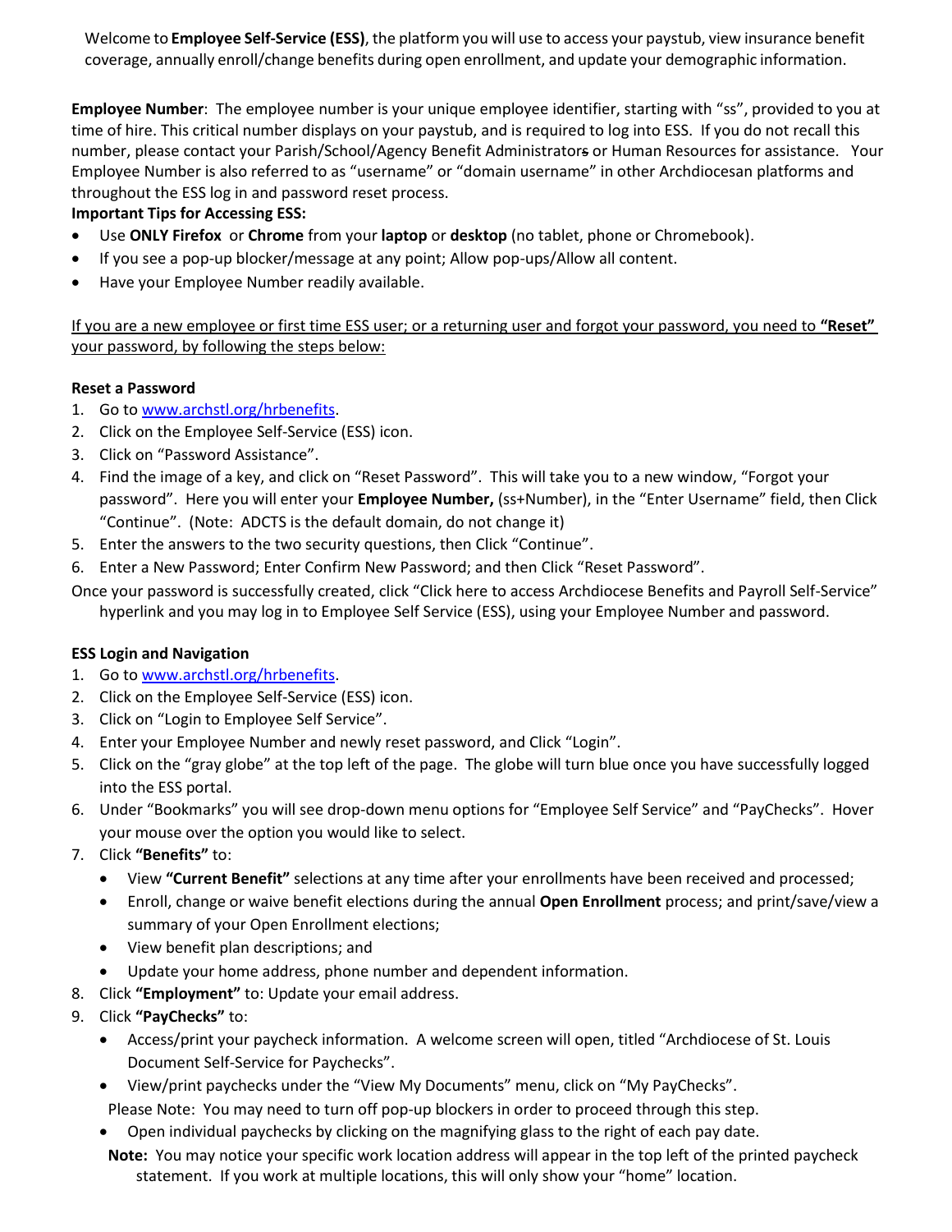Welcome to **Employee Self-Service (ESS)**, the platform you will use to access your paystub, view insurance benefit coverage, annually enroll/change benefits during open enrollment, and update your demographic information.

**Employee Number**: The employee number is your unique employee identifier, starting with "ss", provided to you at time of hire. This critical number displays on your paystub, and is required to log into ESS. If you do not recall this number, please contact your Parish/School/Agency Benefit Administrators or Human Resources for assistance. Your Employee Number is also referred to as "username" or "domain username" in other Archdiocesan platforms and throughout the ESS log in and password reset process.

**Important Tips for Accessing ESS:**

- Use **ONLY Firefox** or **Chrome** from your **laptop** or **desktop** (no tablet, phone or Chromebook).
- If you see a pop-up blocker/message at any point; Allow pop-ups/Allow all content.
- Have your Employee Number readily available.

<u>If you are a new employee or first time ESS user; or a returning user and forgot your password, you need to **"Reset"** your password, by following the steps below:</u>

**Reset a Password**

1. Go to www.archstl.org/hrbenefits.
2. Click on the Employee Self-Service (ESS) icon.
3. Click on "Password Assistance".
4. Find the image of a key, and click on "Reset Password". This will take you to a new window, "Forgot your password". Here you will enter your **Employee Number,** (ss+Number), in the "Enter Username" field, then Click "Continue". (Note: ADCTS is the default domain, do not change it)
5. Enter the answers to the two security questions, then Click "Continue".
6. Enter a New Password; Enter Confirm New Password; and then Click "Reset Password".

Once your password is successfully created, click "Click here to access Archdiocese Benefits and Payroll Self-Service" hyperlink and you may log in to Employee Self Service (ESS), using your Employee Number and password.

**ESS Login and Navigation**

1. Go to www.archstl.org/hrbenefits.
2. Click on the Employee Self-Service (ESS) icon.
3. Click on "Login to Employee Self Service".
4. Enter your Employee Number and newly reset password, and Click "Login".
5. Click on the "gray globe" at the top left of the page. The globe will turn blue once you have successfully logged into the ESS portal.
6. Under "Bookmarks" you will see drop-down menu options for "Employee Self Service" and "PayChecks". Hover your mouse over the option you would like to select.
7. Click **"Benefits"** to:
   - View **"Current Benefit"** selections at any time after your enrollments have been received and processed;
   - Enroll, change or waive benefit elections during the annual **Open Enrollment** process; and print/save/view a summary of your Open Enrollment elections;
   - View benefit plan descriptions; and
   - Update your home address, phone number and dependent information.
8. Click **"Employment"** to: Update your email address.
9. Click **"PayChecks"** to:
   - Access/print your paycheck information. A welcome screen will open, titled "Archdiocese of St. Louis Document Self-Service for Paychecks".
   - View/print paychecks under the "View My Documents" menu, click on "My PayChecks".

   Please Note: You may need to turn off pop-up blockers in order to proceed through this step.

   - Open individual paychecks by clicking on the magnifying glass to the right of each pay date.

   **Note:** You may notice your specific work location address will appear in the top left of the printed paycheck statement. If you work at multiple locations, this will only show your "home" location.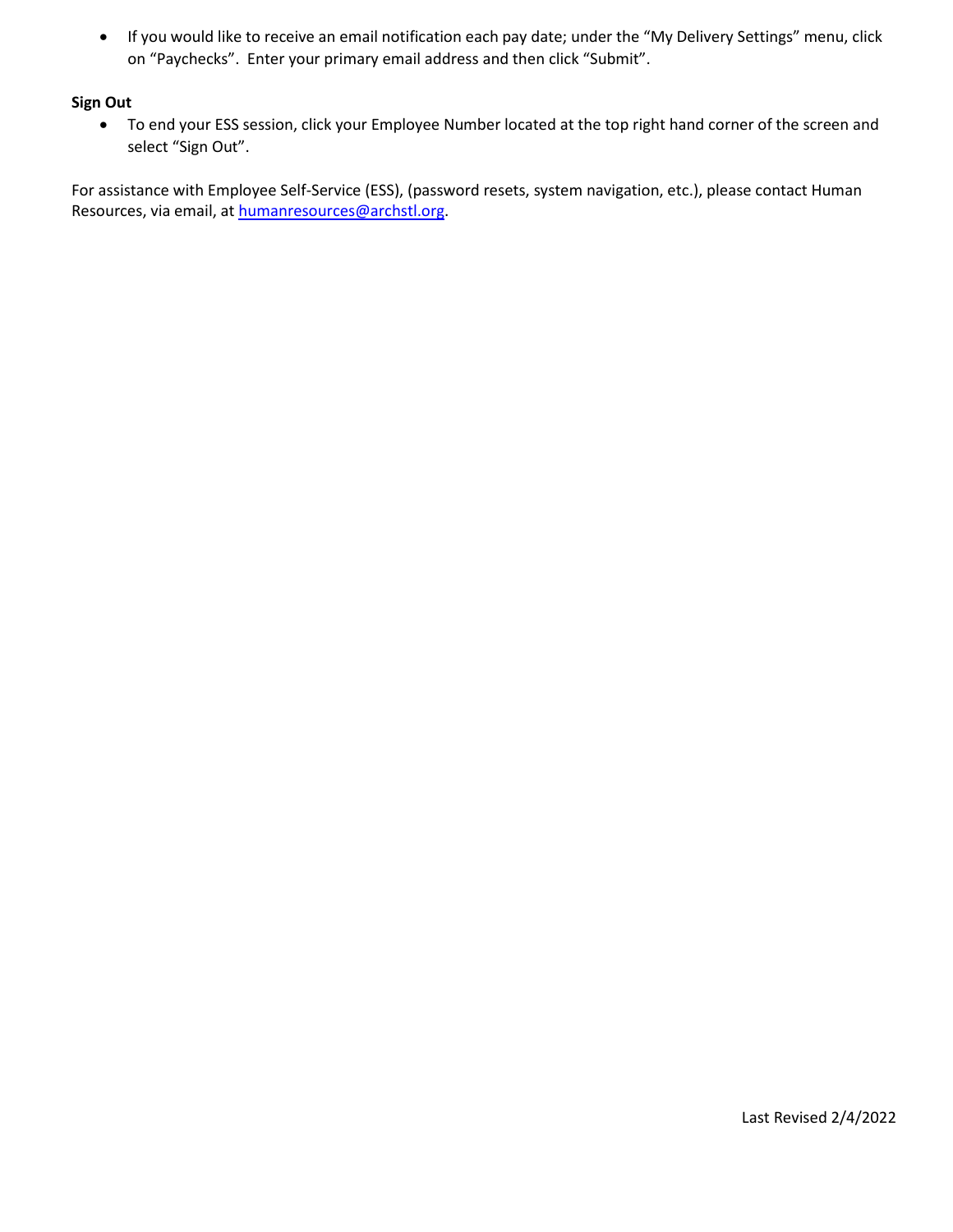- If you would like to receive an email notification each pay date; under the “My Delivery Settings” menu, click on “Paychecks”. Enter your primary email address and then click “Submit”.

**Sign Out**

- To end your ESS session, click your Employee Number located at the top right hand corner of the screen and select “Sign Out”.

For assistance with Employee Self-Service (ESS), (password resets, system navigation, etc.), please contact Human Resources, via email, at humanresources@archstl.org.

Last Revised 2/4/2022